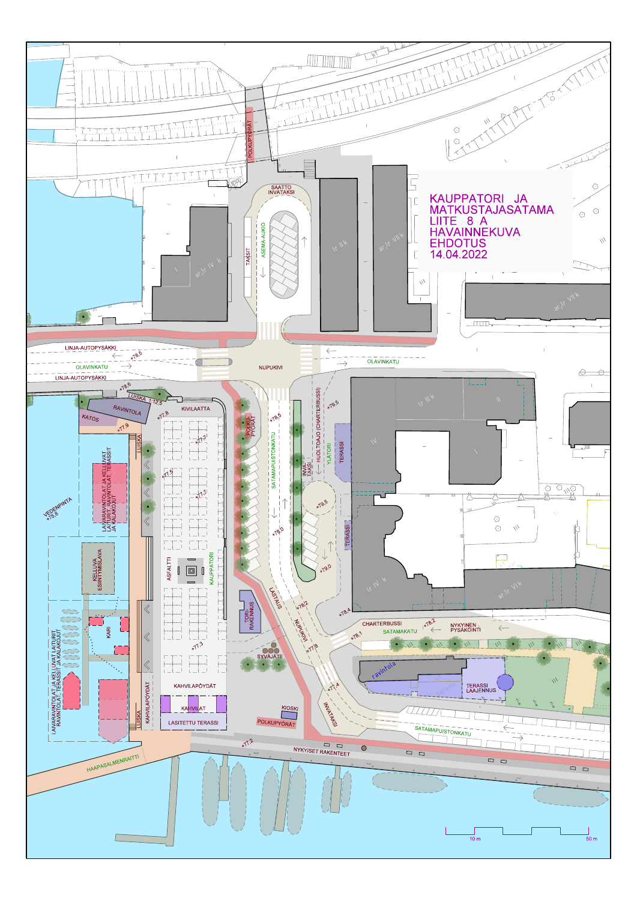# KAUPPATORI JA MATKUSTAJASATAMA

LIITE 8 A

HAVAINNEKUVA

EHDOTUS

14.04.2022

SAATTO INVATAKSI

ASEMA-AUKIO

TAKSIT

POLKUPYÖRÄT

LINJA-AUTOPYSÄKKI

OLAVINKATU

LINJA-AUTOPYSÄKKI

NUPUKIVI

OLAVINKATU

LUISKA 1:12,5

RAVINTOLA

KATOS

KIVILAATTA

POLKUPYÖRÄT

HUOLTOAJO (CHARTERBUSSI)

YLÄTORI

TERASSI

INVATAKSI

SATAMAPUISTONKATU

LAIVARAVINTOLAT JA KELLUVAT LAITURIT, RAVINTOLAT, TERASSIT JA KALAKOJUT

VEDENPINTA +75,8

KELLUVA ESIINTYMISLAVA

KARI

LUISKA

ASFALTTI

KAUPPATORI

TORI-RAKENNUS

LASTAUS

NUPUKIVI

TERASSI

CHARTERBUSSI

SATAMAKATU

NYKYINEN PYSÄKÖINTI

SYVÄJÄTE

KAHVILAPÖYDÄT

KAHVILAT

LASITETTU TERASSI

KIOSKI

POLKUPYÖRÄT

INVATAKSI

ravintola

TERASSI LAAJENNUS

SATAMAPUISTONKATU

LAIVARAVINTOLAT JA KELLUVAT LAITURIT, RAVINTOLAT, TERASSIT JA KALAKOJUT

HAAPASALMENRAITTI

NYKYISET RAKENTEET

10 m

50 m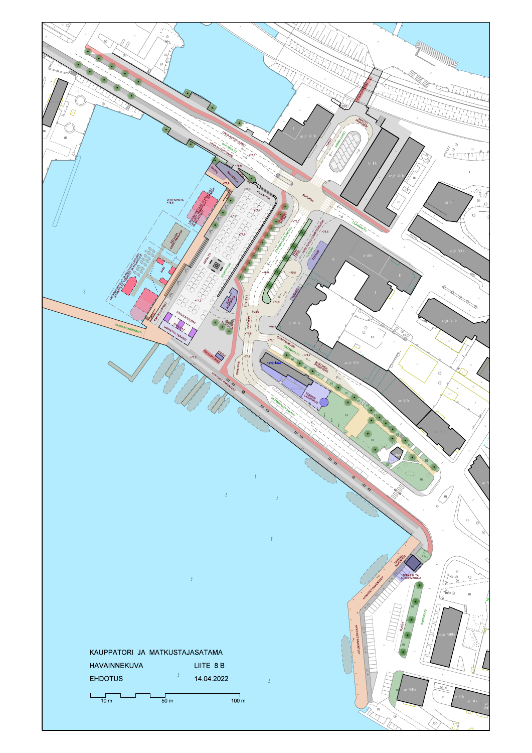KAUPPATORI JA MATKUSTAJASATAMA

HAVAINNEKUVA LIITE 8 B

EHDOTUS 14.04.2022

10 m 50 m 100 m